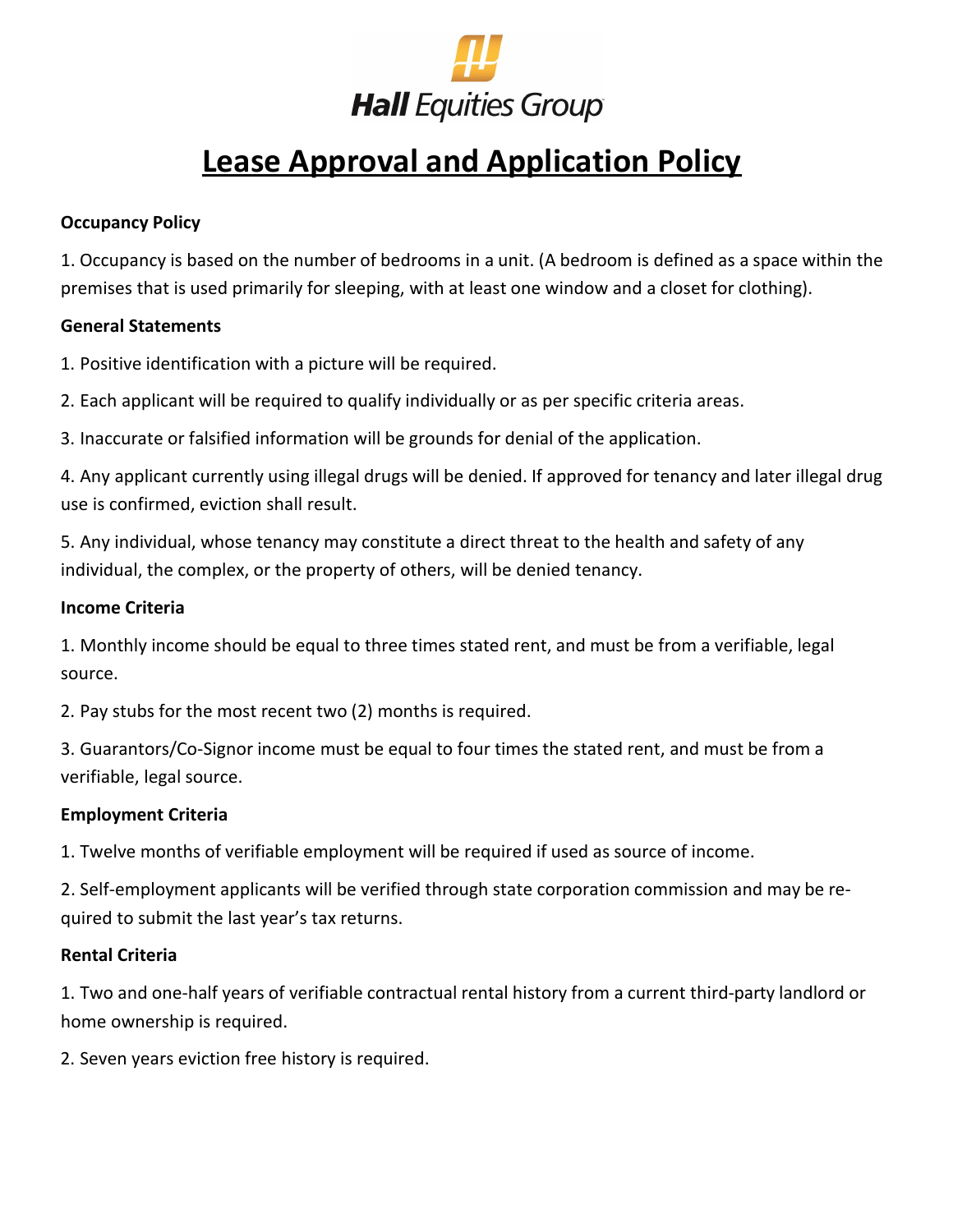Hall Equities Group

# Lease Approval and Application Policy

**Occupancy Policy**

1. Occupancy is based on the number of bedrooms in a unit. (A bedroom is defined as a space within the premises that is used primarily for sleeping, with at least one window and a closet for clothing).

**General Statements**

1. Positive identification with a picture will be required.

2. Each applicant will be required to qualify individually or as per specific criteria areas.

3. Inaccurate or falsified information will be grounds for denial of the application.

4. Any applicant currently using illegal drugs will be denied. If approved for tenancy and later illegal drug use is confirmed, eviction shall result.

5. Any individual, whose tenancy may constitute a direct threat to the health and safety of any individual, the complex, or the property of others, will be denied tenancy.

**Income Criteria**

1. Monthly income should be equal to three times stated rent, and must be from a verifiable, legal source.

2. Pay stubs for the most recent two (2) months is required.

3. Guarantors/Co-Signor income must be equal to four times the stated rent, and must be from a verifiable, legal source.

**Employment Criteria**

1. Twelve months of verifiable employment will be required if used as source of income.

2. Self-employment applicants will be verified through state corporation commission and may be required to submit the last year's tax returns.

**Rental Criteria**

1. Two and one-half years of verifiable contractual rental history from a current third-party landlord or home ownership is required.

2. Seven years eviction free history is required.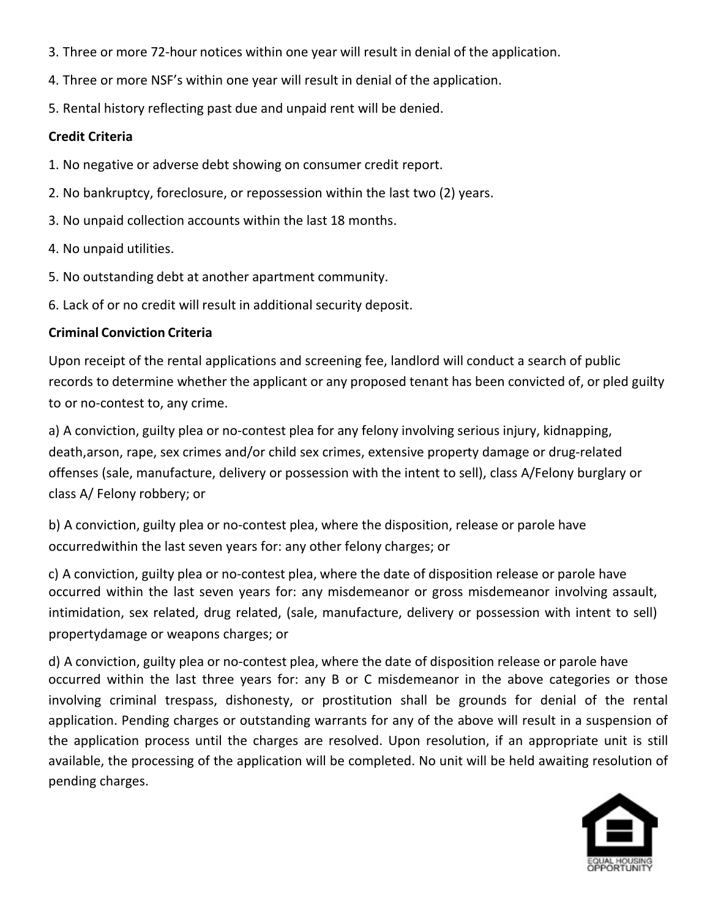3. Three or more 72-hour notices within one year will result in denial of the application.
4. Three or more NSF's within one year will result in denial of the application.
5. Rental history reflecting past due and unpaid rent will be denied.

**Credit Criteria**

1. No negative or adverse debt showing on consumer credit report.
2. No bankruptcy, foreclosure, or repossession within the last two (2) years.
3. No unpaid collection accounts within the last 18 months.
4. No unpaid utilities.
5. No outstanding debt at another apartment community.
6. Lack of or no credit will result in additional security deposit.

**Criminal Conviction Criteria**

Upon receipt of the rental applications and screening fee, landlord will conduct a search of public records to determine whether the applicant or any proposed tenant has been convicted of, or pled guilty to or no-contest to, any crime.

a) A conviction, guilty plea or no-contest plea for any felony involving serious injury, kidnapping, death,arson, rape, sex crimes and/or child sex crimes, extensive property damage or drug-related offenses (sale, manufacture, delivery or possession with the intent to sell), class A/Felony burglary or class A/ Felony robbery; or

b) A conviction, guilty plea or no-contest plea, where the disposition, release or parole have occurredwithin the last seven years for: any other felony charges; or

c) A conviction, guilty plea or no-contest plea, where the date of disposition release or parole have occurred within the last seven years for: any misdemeanor or gross misdemeanor involving assault, intimidation, sex related, drug related, (sale, manufacture, delivery or possession with intent to sell) propertydamage or weapons charges; or

d) A conviction, guilty plea or no-contest plea, where the date of disposition release or parole have occurred within the last three years for: any B or C misdemeanor in the above categories or those involving criminal trespass, dishonesty, or prostitution shall be grounds for denial of the rental application. Pending charges or outstanding warrants for any of the above will result in a suspension of the application process until the charges are resolved. Upon resolution, if an appropriate unit is still available, the processing of the application will be completed. No unit will be held awaiting resolution of pending charges.

EQUAL HOUSING OPPORTUNITY